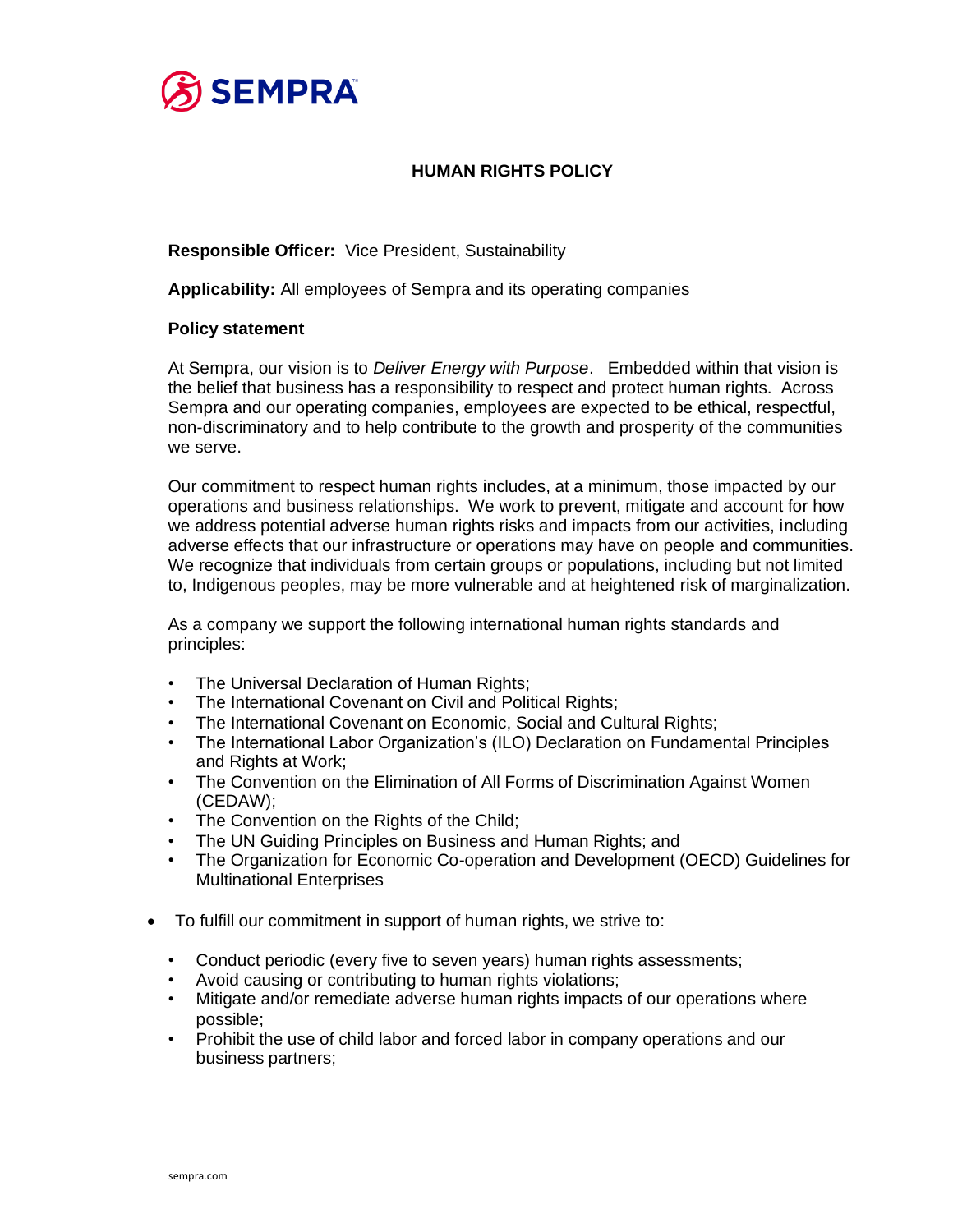# HUMAN RIGHTS POLICY

**Responsible Officer:** Vice President, Sustainability

**Applicability:** All employees of Sempra and its operating companies

**Policy statement**

At Sempra, our vision is to *Deliver Energy with Purpose*. Embedded within that vision is the belief that business has a responsibility to respect and protect human rights. Across Sempra and our operating companies, employees are expected to be ethical, respectful, non-discriminatory and to help contribute to the growth and prosperity of the communities we serve.

Our commitment to respect human rights includes, at a minimum, those impacted by our operations and business relationships. We work to prevent, mitigate and account for how we address potential adverse human rights risks and impacts from our activities, including adverse effects that our infrastructure or operations may have on people and communities. We recognize that individuals from certain groups or populations, including but not limited to, Indigenous peoples, may be more vulnerable and at heightened risk of marginalization.

As a company we support the following international human rights standards and principles:

- The Universal Declaration of Human Rights;
- The International Covenant on Civil and Political Rights;
- The International Covenant on Economic, Social and Cultural Rights;
- The International Labor Organization's (ILO) Declaration on Fundamental Principles and Rights at Work;
- The Convention on the Elimination of All Forms of Discrimination Against Women (CEDAW);
- The Convention on the Rights of the Child;
- The UN Guiding Principles on Business and Human Rights; and
- The Organization for Economic Co-operation and Development (OECD) Guidelines for Multinational Enterprises

- To fulfill our commitment in support of human rights, we strive to:
  - Conduct periodic (every five to seven years) human rights assessments;
  - Avoid causing or contributing to human rights violations;
  - Mitigate and/or remediate adverse human rights impacts of our operations where possible;
  - Prohibit the use of child labor and forced labor in company operations and our business partners;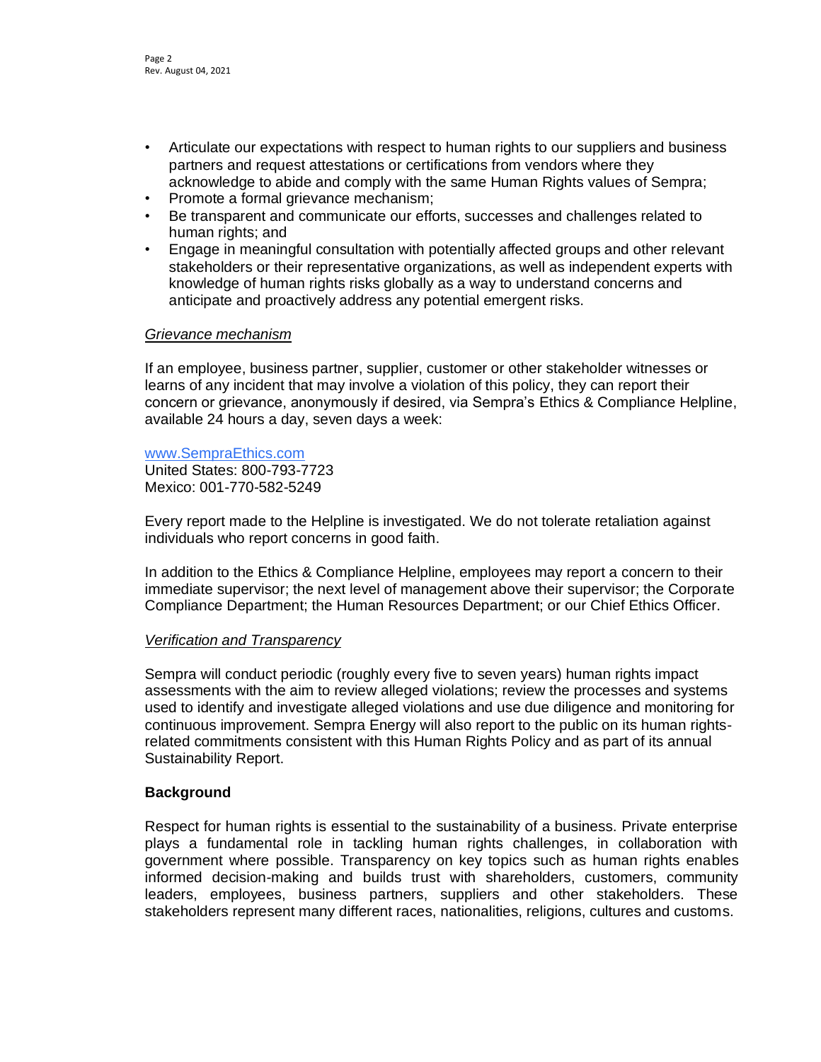- Articulate our expectations with respect to human rights to our suppliers and business partners and request attestations or certifications from vendors where they acknowledge to abide and comply with the same Human Rights values of Sempra;
- Promote a formal grievance mechanism;
- Be transparent and communicate our efforts, successes and challenges related to human rights; and
- Engage in meaningful consultation with potentially affected groups and other relevant stakeholders or their representative organizations, as well as independent experts with knowledge of human rights risks globally as a way to understand concerns and anticipate and proactively address any potential emergent risks.

*Grievance mechanism*

If an employee, business partner, supplier, customer or other stakeholder witnesses or learns of any incident that may involve a violation of this policy, they can report their concern or grievance, anonymously if desired, via Sempra's Ethics & Compliance Helpline, available 24 hours a day, seven days a week:

[www.SempraEthics.com](http://www.SempraEthics.com)
United States: 800-793-7723
Mexico: 001-770-582-5249

Every report made to the Helpline is investigated. We do not tolerate retaliation against individuals who report concerns in good faith.

In addition to the Ethics & Compliance Helpline, employees may report a concern to their immediate supervisor; the next level of management above their supervisor; the Corporate Compliance Department; the Human Resources Department; or our Chief Ethics Officer.

*Verification and Transparency*

Sempra will conduct periodic (roughly every five to seven years) human rights impact assessments with the aim to review alleged violations; review the processes and systems used to identify and investigate alleged violations and use due diligence and monitoring for continuous improvement. Sempra Energy will also report to the public on its human rights-related commitments consistent with this Human Rights Policy and as part of its annual Sustainability Report.

**Background**

Respect for human rights is essential to the sustainability of a business. Private enterprise plays a fundamental role in tackling human rights challenges, in collaboration with government where possible. Transparency on key topics such as human rights enables informed decision-making and builds trust with shareholders, customers, community leaders, employees, business partners, suppliers and other stakeholders. These stakeholders represent many different races, nationalities, religions, cultures and customs.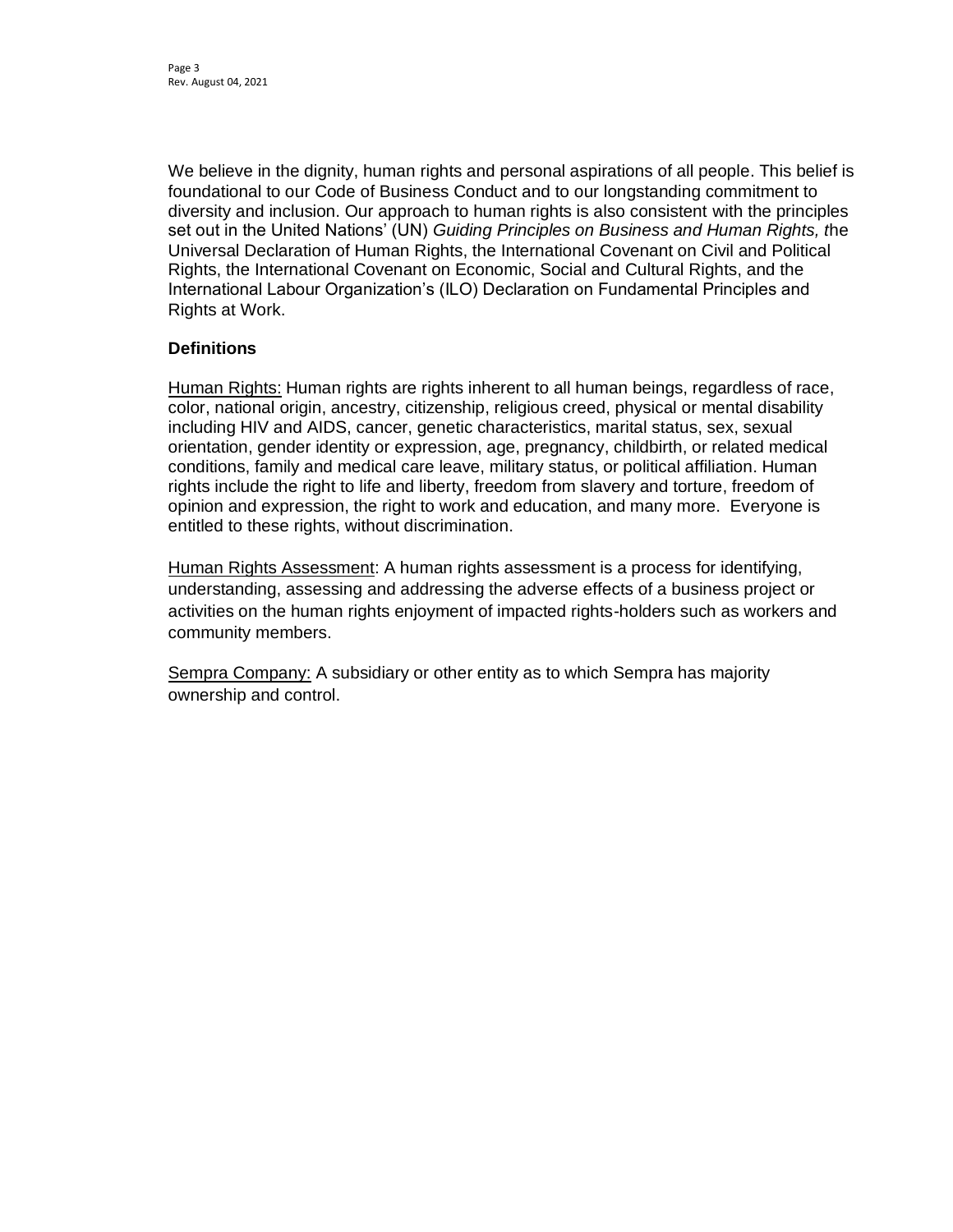We believe in the dignity, human rights and personal aspirations of all people. This belief is foundational to our Code of Business Conduct and to our longstanding commitment to diversity and inclusion. Our approach to human rights is also consistent with the principles set out in the United Nations' (UN) *Guiding Principles on Business and Human Rights, t*he Universal Declaration of Human Rights, the International Covenant on Civil and Political Rights, the International Covenant on Economic, Social and Cultural Rights, and the International Labour Organization's (ILO) Declaration on Fundamental Principles and Rights at Work.

**Definitions**

Human Rights: Human rights are rights inherent to all human beings, regardless of race, color, national origin, ancestry, citizenship, religious creed, physical or mental disability including HIV and AIDS, cancer, genetic characteristics, marital status, sex, sexual orientation, gender identity or expression, age, pregnancy, childbirth, or related medical conditions, family and medical care leave, military status, or political affiliation. Human rights include the right to life and liberty, freedom from slavery and torture, freedom of opinion and expression, the right to work and education, and many more. Everyone is entitled to these rights, without discrimination.

Human Rights Assessment: A human rights assessment is a process for identifying, understanding, assessing and addressing the adverse effects of a business project or activities on the human rights enjoyment of impacted rights-holders such as workers and community members.

Sempra Company: A subsidiary or other entity as to which Sempra has majority ownership and control.